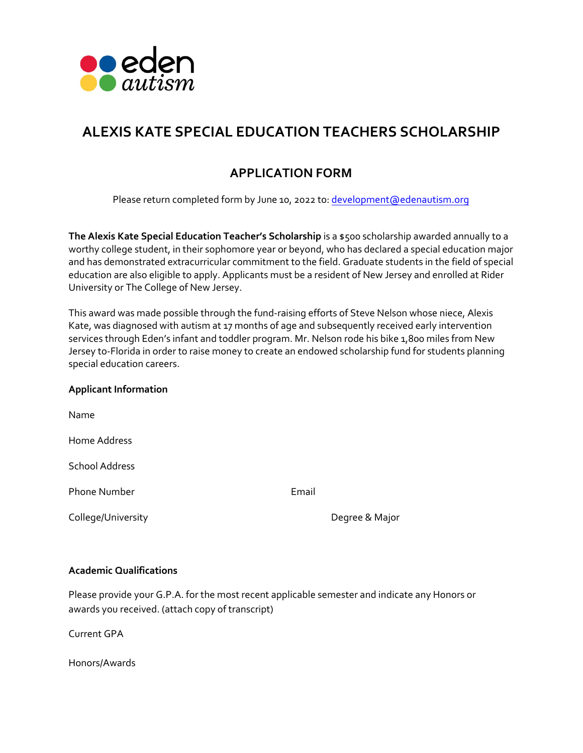eden autism

# ALEXIS KATE SPECIAL EDUCATION TEACHERS SCHOLARSHIP

## APPLICATION FORM

Please return completed form by June 10, 2022 to: development@edenautism.org

**The Alexis Kate Special Education Teacher's Scholarship** is a $500 scholarship awarded annually to a worthy college student, in their sophomore year or beyond, who has declared a special education major and has demonstrated extracurricular commitment to the field. Graduate students in the field of special education are also eligible to apply. Applicants must be a resident of New Jersey and enrolled at Rider University or The College of New Jersey.

This award was made possible through the fund-raising efforts of Steve Nelson whose niece, Alexis Kate, was diagnosed with autism at 17 months of age and subsequently received early intervention services through Eden's infant and toddler program. Mr. Nelson rode his bike 1,800 miles from New Jersey to-Florida in order to raise money to create an endowed scholarship fund for students planning special education careers.

**Applicant Information**

Name

Home Address

School Address

Phone Number

Email

College/University

Degree & Major

**Academic Qualifications**

Please provide your G.P.A. for the most recent applicable semester and indicate any Honors or awards you received. (attach copy of transcript)

Current GPA

Honors/Awards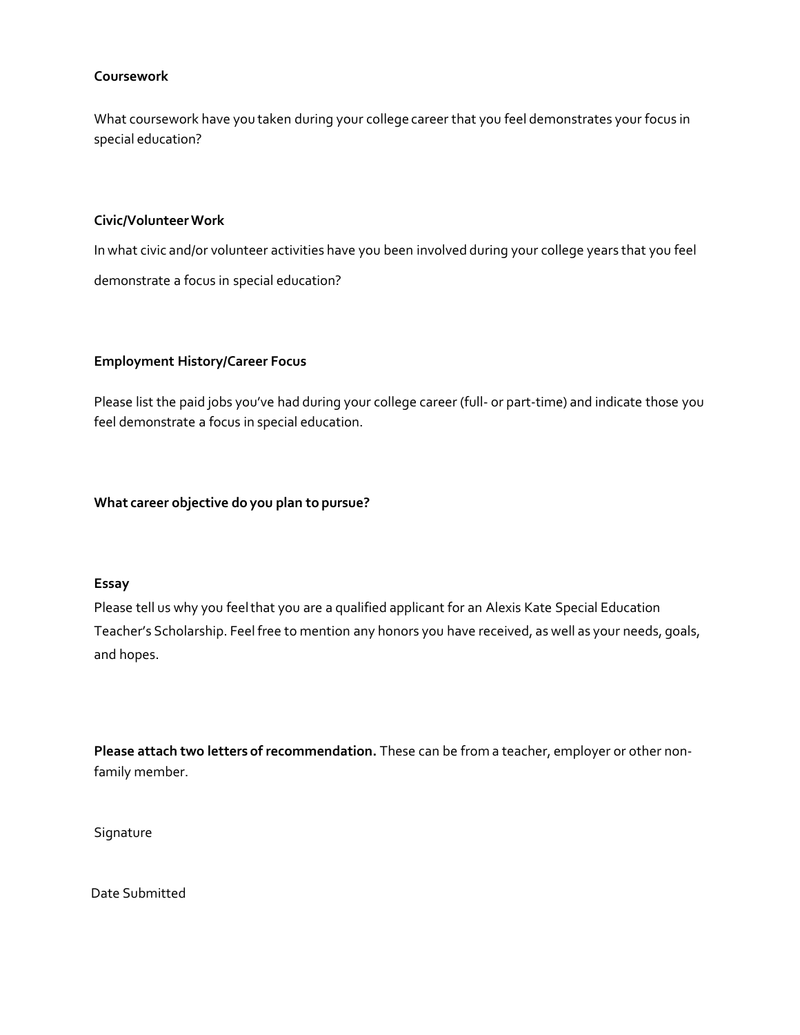**Coursework**

What coursework have you taken during your college career that you feel demonstrates your focus in special education?

**Civic/Volunteer Work**

In what civic and/or volunteer activities have you been involved during your college years that you feel demonstrate a focus in special education?

**Employment History/Career Focus**

Please list the paid jobs you've had during your college career (full- or part-time) and indicate those you feel demonstrate a focus in special education.

**What career objective do you plan to pursue?**

**Essay**

Please tell us why you feel that you are a qualified applicant for an Alexis Kate Special Education Teacher's Scholarship. Feel free to mention any honors you have received, as well as your needs, goals, and hopes.

**Please attach two letters of recommendation.** These can be from a teacher, employer or other non-family member.

Signature

Date Submitted